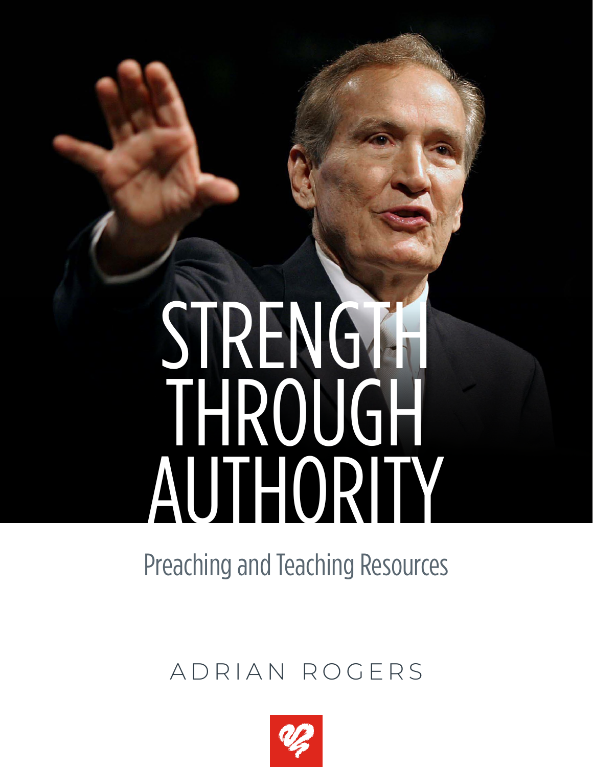# STRENGTH THROUGH AUTHORITY

## Preaching and Teaching Resources

ADRIAN ROGERS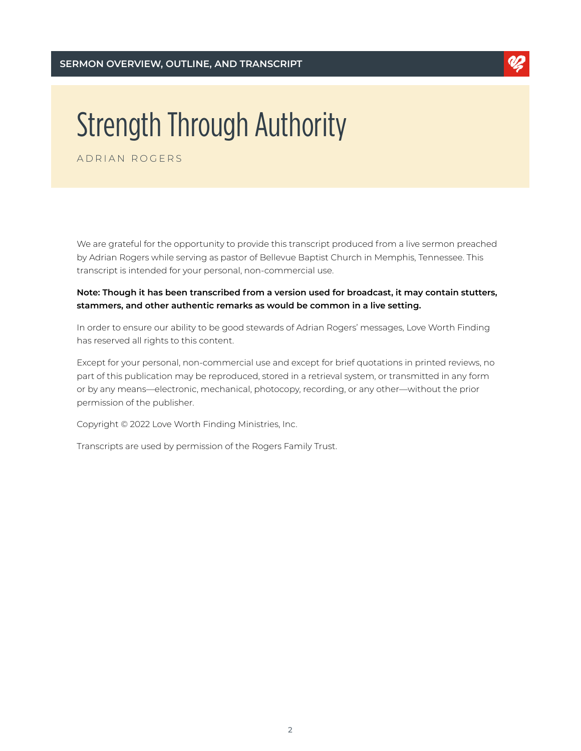**SERMON OVERVIEW, OUTLINE, AND TRANSCRIPT**

# Strength Through Authority

ADRIAN ROGERS

We are grateful for the opportunity to provide this transcript produced from a live sermon preached by Adrian Rogers while serving as pastor of Bellevue Baptist Church in Memphis, Tennessee. This transcript is intended for your personal, non-commercial use.

**Note: Though it has been transcribed from a version used for broadcast, it may contain stutters, stammers, and other authentic remarks as would be common in a live setting.**

In order to ensure our ability to be good stewards of Adrian Rogers' messages, Love Worth Finding has reserved all rights to this content.

Except for your personal, non-commercial use and except for brief quotations in printed reviews, no part of this publication may be reproduced, stored in a retrieval system, or transmitted in any form or by any means—electronic, mechanical, photocopy, recording, or any other—without the prior permission of the publisher.

Copyright © 2022 Love Worth Finding Ministries, Inc.

Transcripts are used by permission of the Rogers Family Trust.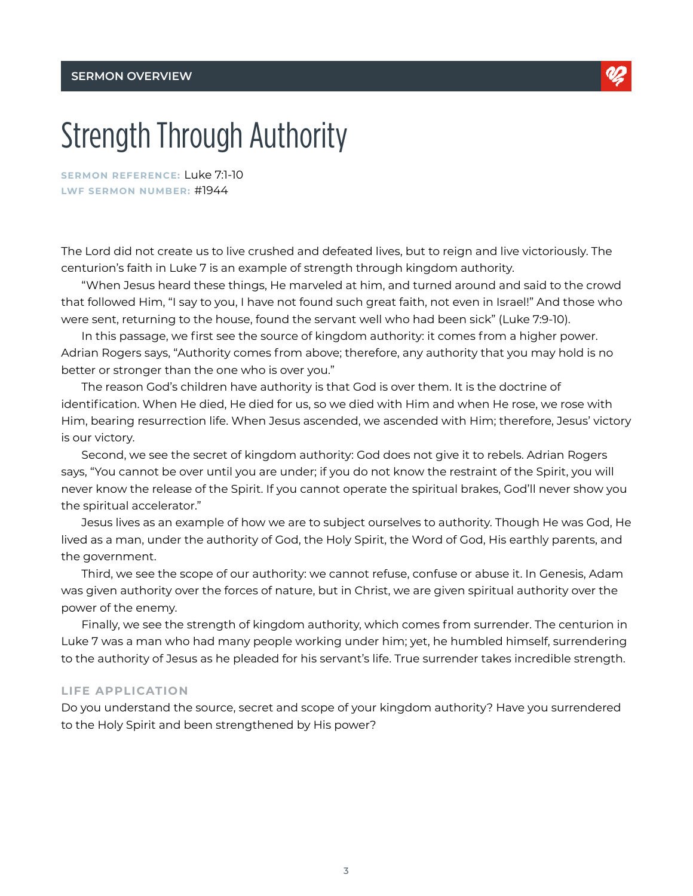SERMON OVERVIEW

# Strength Through Authority

**SERMON REFERENCE:** Luke 7:1-10
**LWF SERMON NUMBER:** #1944

The Lord did not create us to live crushed and defeated lives, but to reign and live victoriously. The centurion's faith in Luke 7 is an example of strength through kingdom authority.

"When Jesus heard these things, He marveled at him, and turned around and said to the crowd that followed Him, "I say to you, I have not found such great faith, not even in Israel!" And those who were sent, returning to the house, found the servant well who had been sick" (Luke 7:9-10).

In this passage, we first see the source of kingdom authority: it comes from a higher power. Adrian Rogers says, "Authority comes from above; therefore, any authority that you may hold is no better or stronger than the one who is over you."

The reason God's children have authority is that God is over them. It is the doctrine of identification. When He died, He died for us, so we died with Him and when He rose, we rose with Him, bearing resurrection life. When Jesus ascended, we ascended with Him; therefore, Jesus' victory is our victory.

Second, we see the secret of kingdom authority: God does not give it to rebels. Adrian Rogers says, "You cannot be over until you are under; if you do not know the restraint of the Spirit, you will never know the release of the Spirit. If you cannot operate the spiritual brakes, God'll never show you the spiritual accelerator."

Jesus lives as an example of how we are to subject ourselves to authority. Though He was God, He lived as a man, under the authority of God, the Holy Spirit, the Word of God, His earthly parents, and the government.

Third, we see the scope of our authority: we cannot refuse, confuse or abuse it. In Genesis, Adam was given authority over the forces of nature, but in Christ, we are given spiritual authority over the power of the enemy.

Finally, we see the strength of kingdom authority, which comes from surrender. The centurion in Luke 7 was a man who had many people working under him; yet, he humbled himself, surrendering to the authority of Jesus as he pleaded for his servant's life. True surrender takes incredible strength.

### LIFE APPLICATION

Do you understand the source, secret and scope of your kingdom authority? Have you surrendered to the Holy Spirit and been strengthened by His power?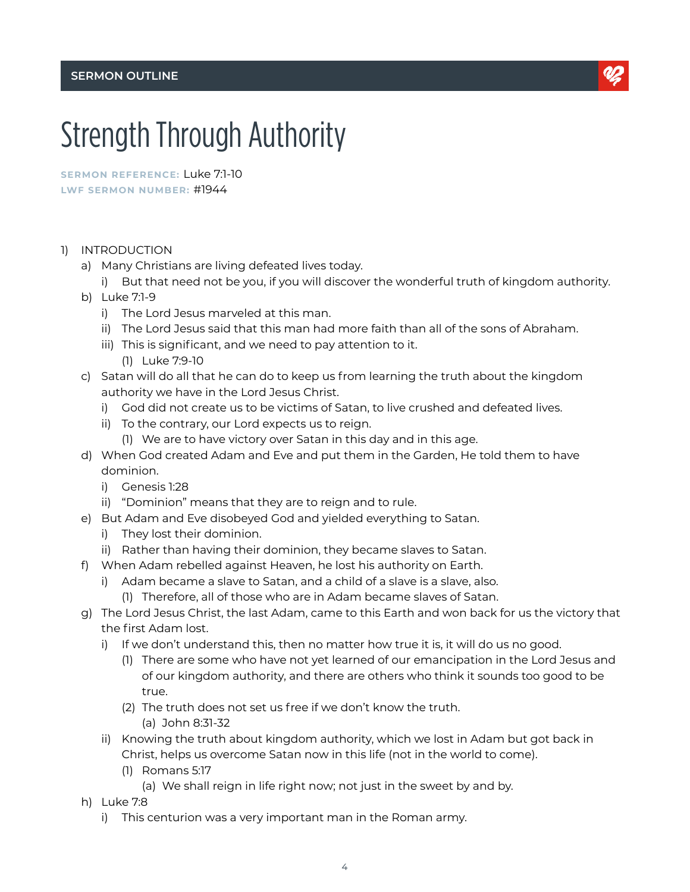SERMON OUTLINE

# Strength Through Authority

**SERMON REFERENCE:** Luke 7:1-10
**LWF SERMON NUMBER:** #1944

1) INTRODUCTION
   a) Many Christians are living defeated lives today.
      i) But that need not be you, if you will discover the wonderful truth of kingdom authority.
   b) Luke 7:1-9
      i) The Lord Jesus marveled at this man.
      ii) The Lord Jesus said that this man had more faith than all of the sons of Abraham.
      iii) This is significant, and we need to pay attention to it.
         (1) Luke 7:9-10
   c) Satan will do all that he can do to keep us from learning the truth about the kingdom authority we have in the Lord Jesus Christ.
      i) God did not create us to be victims of Satan, to live crushed and defeated lives.
      ii) To the contrary, our Lord expects us to reign.
         (1) We are to have victory over Satan in this day and in this age.
   d) When God created Adam and Eve and put them in the Garden, He told them to have dominion.
      i) Genesis 1:28
      ii) "Dominion" means that they are to reign and to rule.
   e) But Adam and Eve disobeyed God and yielded everything to Satan.
      i) They lost their dominion.
      ii) Rather than having their dominion, they became slaves to Satan.
   f) When Adam rebelled against Heaven, he lost his authority on Earth.
      i) Adam became a slave to Satan, and a child of a slave is a slave, also.
         (1) Therefore, all of those who are in Adam became slaves of Satan.
   g) The Lord Jesus Christ, the last Adam, came to this Earth and won back for us the victory that the first Adam lost.
      i) If we don't understand this, then no matter how true it is, it will do us no good.
         (1) There are some who have not yet learned of our emancipation in the Lord Jesus and of our kingdom authority, and there are others who think it sounds too good to be true.
         (2) The truth does not set us free if we don't know the truth.
            (a) John 8:31-32
      ii) Knowing the truth about kingdom authority, which we lost in Adam but got back in Christ, helps us overcome Satan now in this life (not in the world to come).
         (1) Romans 5:17
            (a) We shall reign in life right now; not just in the sweet by and by.
   h) Luke 7:8
      i) This centurion was a very important man in the Roman army.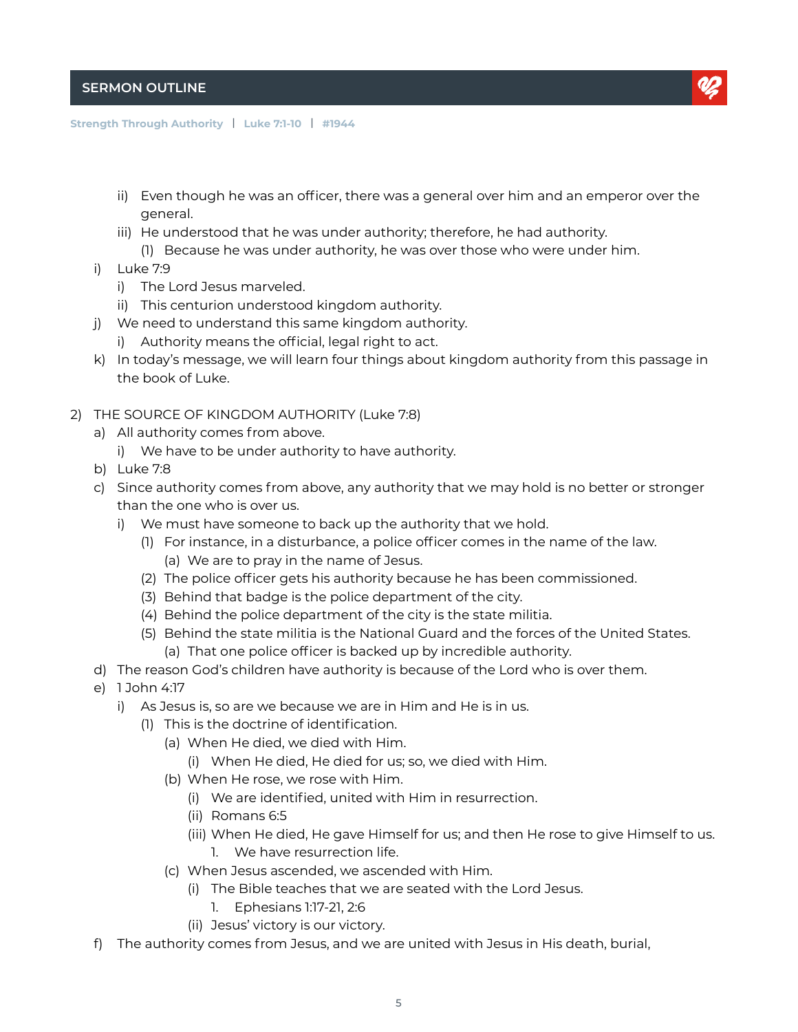ii) Even though he was an officer, there was a general over him and an emperor over the general.

iii) He understood that he was under authority; therefore, he had authority.

(1) Because he was under authority, he was over those who were under him.

i) Luke 7:9

i) The Lord Jesus marveled.

ii) This centurion understood kingdom authority.

j) We need to understand this same kingdom authority.

i) Authority means the official, legal right to act.

k) In today's message, we will learn four things about kingdom authority from this passage in the book of Luke.

2) THE SOURCE OF KINGDOM AUTHORITY (Luke 7:8)

a) All authority comes from above.

i) We have to be under authority to have authority.

b) Luke 7:8

c) Since authority comes from above, any authority that we may hold is no better or stronger than the one who is over us.

i) We must have someone to back up the authority that we hold.

(1) For instance, in a disturbance, a police officer comes in the name of the law.

(a) We are to pray in the name of Jesus.

(2) The police officer gets his authority because he has been commissioned.

(3) Behind that badge is the police department of the city.

(4) Behind the police department of the city is the state militia.

(5) Behind the state militia is the National Guard and the forces of the United States.

(a) That one police officer is backed up by incredible authority.

d) The reason God's children have authority is because of the Lord who is over them.

e) 1 John 4:17

i) As Jesus is, so are we because we are in Him and He is in us.

(1) This is the doctrine of identification.

(a) When He died, we died with Him.

(i) When He died, He died for us; so, we died with Him.

(b) When He rose, we rose with Him.

(i) We are identified, united with Him in resurrection.

(ii) Romans 6:5

(iii) When He died, He gave Himself for us; and then He rose to give Himself to us.

1. We have resurrection life.

(c) When Jesus ascended, we ascended with Him.

(i) The Bible teaches that we are seated with the Lord Jesus.

1. Ephesians 1:17-21, 2:6

(ii) Jesus' victory is our victory.

f) The authority comes from Jesus, and we are united with Jesus in His death, burial,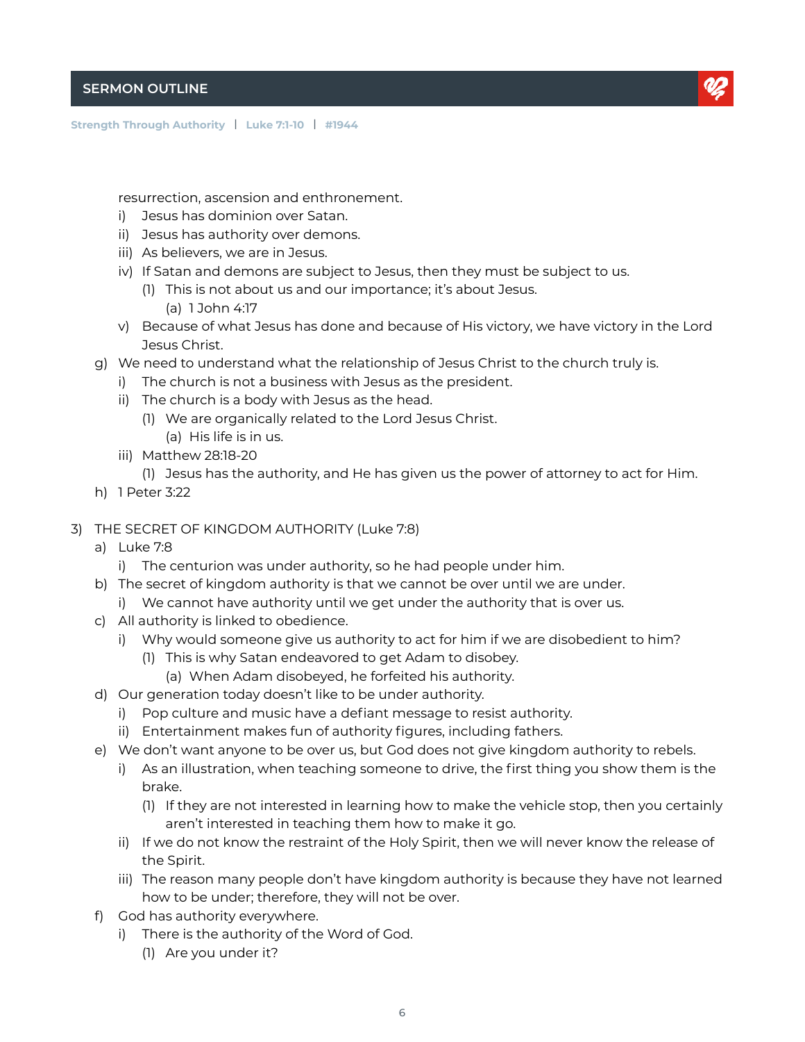resurrection, ascension and enthronement.

- i) Jesus has dominion over Satan.
- ii) Jesus has authority over demons.
- iii) As believers, we are in Jesus.
- iv) If Satan and demons are subject to Jesus, then they must be subject to us.
    - (1) This is not about us and our importance; it's about Jesus.
        - (a) 1 John 4:17
- v) Because of what Jesus has done and because of His victory, we have victory in the Lord Jesus Christ.

g) We need to understand what the relationship of Jesus Christ to the church truly is.

- i) The church is not a business with Jesus as the president.
- ii) The church is a body with Jesus as the head.
    - (1) We are organically related to the Lord Jesus Christ.
        - (a) His life is in us.
- iii) Matthew 28:18-20
    - (1) Jesus has the authority, and He has given us the power of attorney to act for Him.

h) 1 Peter 3:22

3) THE SECRET OF KINGDOM AUTHORITY (Luke 7:8)

a) Luke 7:8

- i) The centurion was under authority, so he had people under him.

b) The secret of kingdom authority is that we cannot be over until we are under.

- i) We cannot have authority until we get under the authority that is over us.

c) All authority is linked to obedience.

- i) Why would someone give us authority to act for him if we are disobedient to him?
    - (1) This is why Satan endeavored to get Adam to disobey.
        - (a) When Adam disobeyed, he forfeited his authority.

d) Our generation today doesn't like to be under authority.

- i) Pop culture and music have a defiant message to resist authority.
- ii) Entertainment makes fun of authority figures, including fathers.

e) We don't want anyone to be over us, but God does not give kingdom authority to rebels.

- i) As an illustration, when teaching someone to drive, the first thing you show them is the brake.
    - (1) If they are not interested in learning how to make the vehicle stop, then you certainly aren't interested in teaching them how to make it go.
- ii) If we do not know the restraint of the Holy Spirit, then we will never know the release of the Spirit.
- iii) The reason many people don't have kingdom authority is because they have not learned how to be under; therefore, they will not be over.

f) God has authority everywhere.

- i) There is the authority of the Word of God.
    - (1) Are you under it?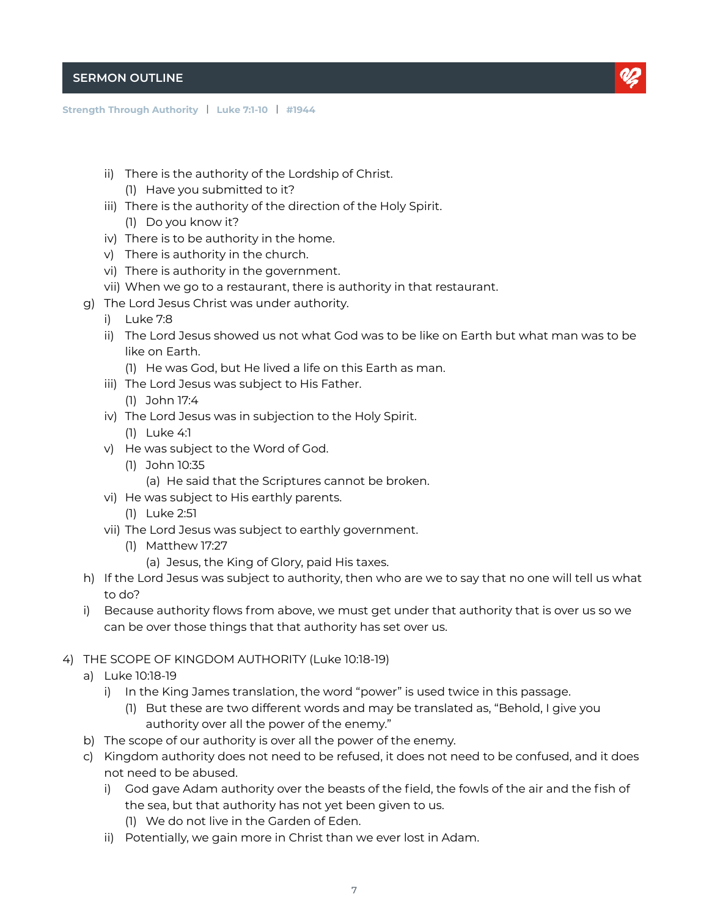- ii) There is the authority of the Lordship of Christ.
        - (1) Have you submitted to it?
    - iii) There is the authority of the direction of the Holy Spirit.
        - (1) Do you know it?
    - iv) There is to be authority in the home.
    - v) There is authority in the church.
    - vi) There is authority in the government.
    - vii) When we go to a restaurant, there is authority in that restaurant.
  - g) The Lord Jesus Christ was under authority.
    - i) Luke 7:8
    - ii) The Lord Jesus showed us not what God was to be like on Earth but what man was to be like on Earth.
        - (1) He was God, but He lived a life on this Earth as man.
    - iii) The Lord Jesus was subject to His Father.
        - (1) John 17:4
    - iv) The Lord Jesus was in subjection to the Holy Spirit.
        - (1) Luke 4:1
    - v) He was subject to the Word of God.
        - (1) John 10:35
            - (a) He said that the Scriptures cannot be broken.
    - vi) He was subject to His earthly parents.
        - (1) Luke 2:51
    - vii) The Lord Jesus was subject to earthly government.
        - (1) Matthew 17:27
            - (a) Jesus, the King of Glory, paid His taxes.
  - h) If the Lord Jesus was subject to authority, then who are we to say that no one will tell us what to do?
  - i) Because authority flows from above, we must get under that authority that is over us so we can be over those things that that authority has set over us.

4) THE SCOPE OF KINGDOM AUTHORITY (Luke 10:18-19)
  - a) Luke 10:18-19
    - i) In the King James translation, the word "power" is used twice in this passage.
        - (1) But these are two different words and may be translated as, "Behold, I give you authority over all the power of the enemy."
  - b) The scope of our authority is over all the power of the enemy.
  - c) Kingdom authority does not need to be refused, it does not need to be confused, and it does not need to be abused.
    - i) God gave Adam authority over the beasts of the field, the fowls of the air and the fish of the sea, but that authority has not yet been given to us.
        - (1) We do not live in the Garden of Eden.
    - ii) Potentially, we gain more in Christ than we ever lost in Adam.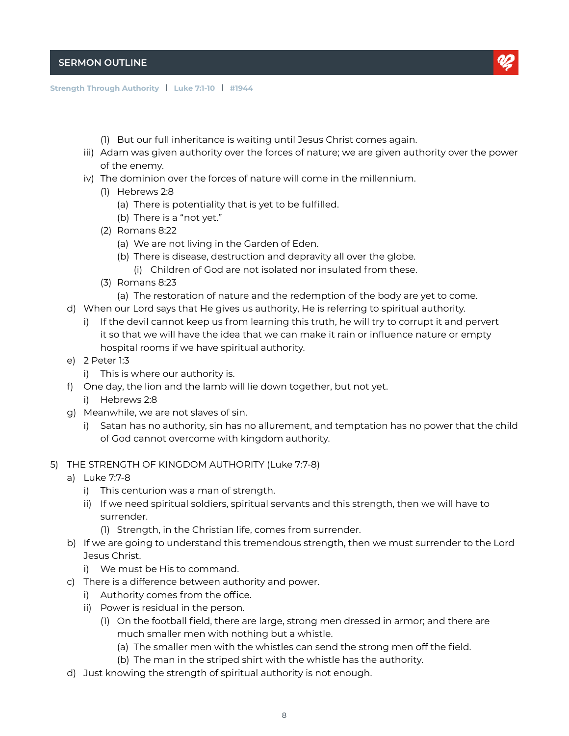(1) But our full inheritance is waiting until Jesus Christ comes again.
        iii) Adam was given authority over the forces of nature; we are given authority over the power of the enemy.
        iv) The dominion over the forces of nature will come in the millennium.
            (1) Hebrews 2:8
                (a) There is potentiality that is yet to be fulfilled.
                (b) There is a "not yet."
            (2) Romans 8:22
                (a) We are not living in the Garden of Eden.
                (b) There is disease, destruction and depravity all over the globe.
                    (i) Children of God are not isolated nor insulated from these.
            (3) Romans 8:23
                (a) The restoration of nature and the redemption of the body are yet to come.
    d) When our Lord says that He gives us authority, He is referring to spiritual authority.
        i) If the devil cannot keep us from learning this truth, he will try to corrupt it and pervert it so that we will have the idea that we can make it rain or influence nature or empty hospital rooms if we have spiritual authority.
    e) 2 Peter 1:3
        i) This is where our authority is.
    f) One day, the lion and the lamb will lie down together, but not yet.
        i) Hebrews 2:8
    g) Meanwhile, we are not slaves of sin.
        i) Satan has no authority, sin has no allurement, and temptation has no power that the child of God cannot overcome with kingdom authority.

5) THE STRENGTH OF KINGDOM AUTHORITY (Luke 7:7-8)
    a) Luke 7:7-8
        i) This centurion was a man of strength.
        ii) If we need spiritual soldiers, spiritual servants and this strength, then we will have to surrender.
            (1) Strength, in the Christian life, comes from surrender.
    b) If we are going to understand this tremendous strength, then we must surrender to the Lord Jesus Christ.
        i) We must be His to command.
    c) There is a difference between authority and power.
        i) Authority comes from the office.
        ii) Power is residual in the person.
            (1) On the football field, there are large, strong men dressed in armor; and there are much smaller men with nothing but a whistle.
                (a) The smaller men with the whistles can send the strong men off the field.
                (b) The man in the striped shirt with the whistle has the authority.
    d) Just knowing the strength of spiritual authority is not enough.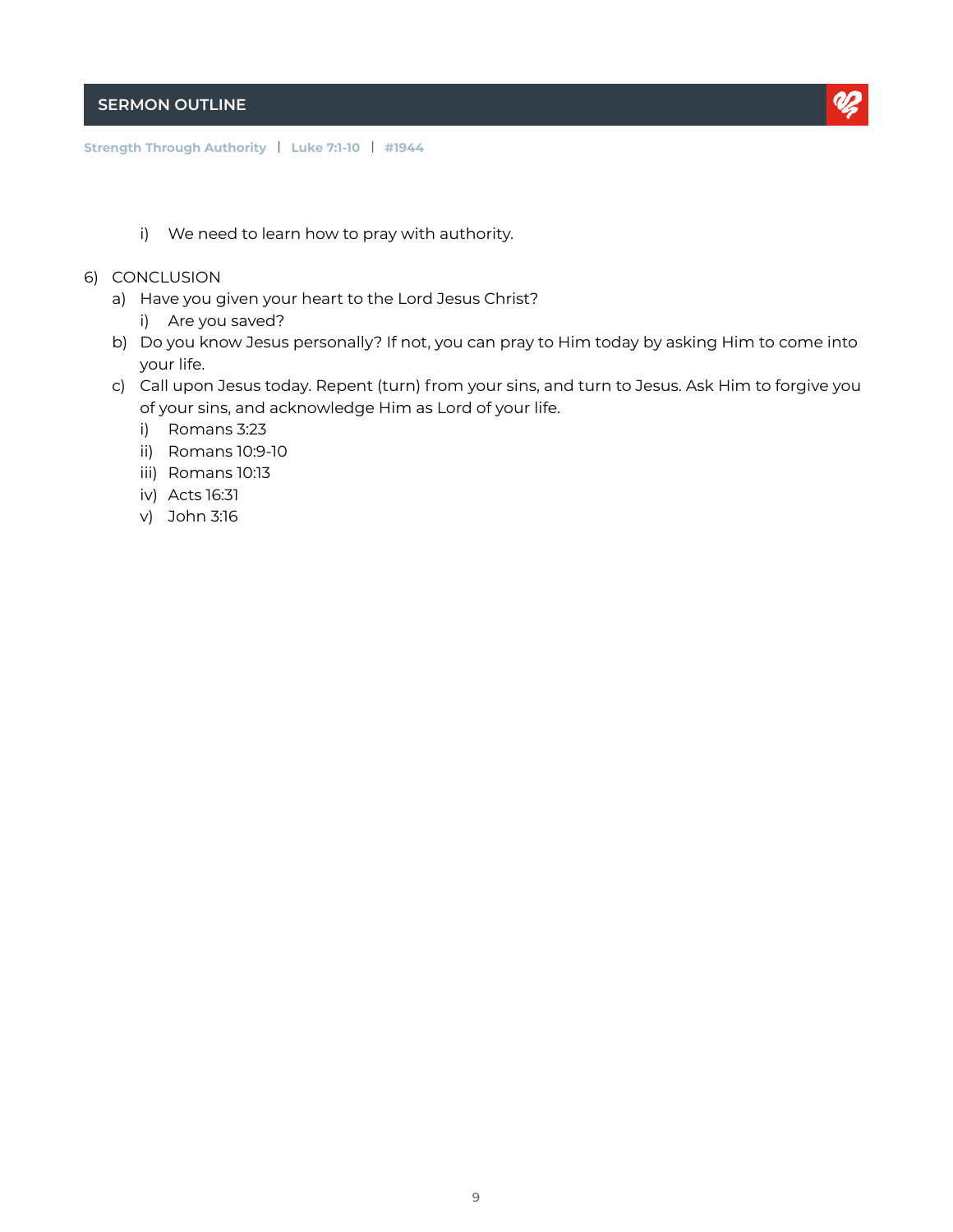i) We need to learn how to pray with authority.

6) CONCLUSION
   a) Have you given your heart to the Lord Jesus Christ?
      i) Are you saved?
   b) Do you know Jesus personally? If not, you can pray to Him today by asking Him to come into your life.
   c) Call upon Jesus today. Repent (turn) from your sins, and turn to Jesus. Ask Him to forgive you of your sins, and acknowledge Him as Lord of your life.
      i) Romans 3:23
      ii) Romans 10:9-10
      iii) Romans 10:13
      iv) Acts 16:31
      v) John 3:16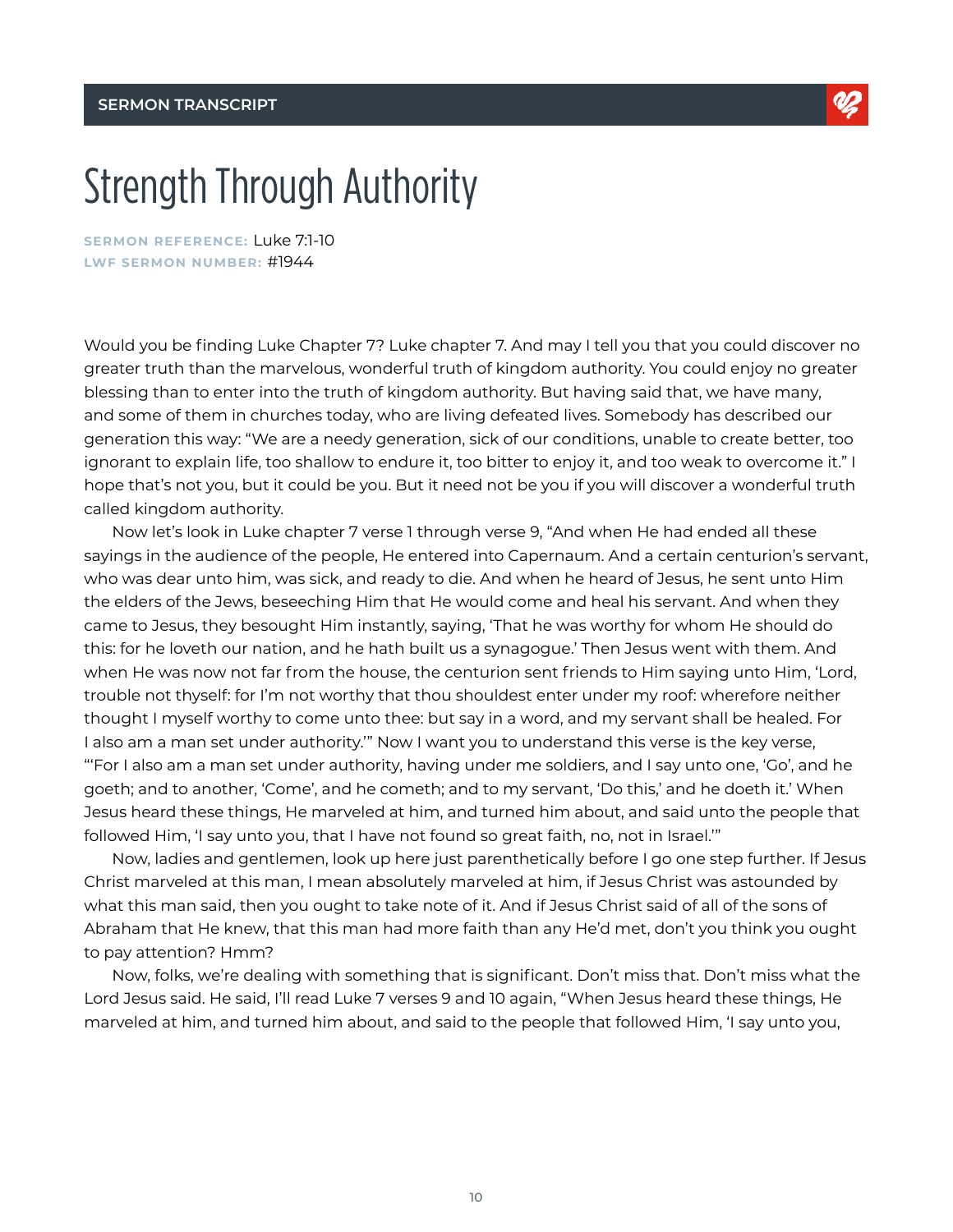# Strength Through Authority

**SERMON REFERENCE:** Luke 7:1-10
**LWF SERMON NUMBER:** #1944

Would you be finding Luke Chapter 7? Luke chapter 7. And may I tell you that you could discover no greater truth than the marvelous, wonderful truth of kingdom authority. You could enjoy no greater blessing than to enter into the truth of kingdom authority. But having said that, we have many, and some of them in churches today, who are living defeated lives. Somebody has described our generation this way: "We are a needy generation, sick of our conditions, unable to create better, too ignorant to explain life, too shallow to endure it, too bitter to enjoy it, and too weak to overcome it." I hope that's not you, but it could be you. But it need not be you if you will discover a wonderful truth called kingdom authority.

Now let's look in Luke chapter 7 verse 1 through verse 9, "And when He had ended all these sayings in the audience of the people, He entered into Capernaum. And a certain centurion's servant, who was dear unto him, was sick, and ready to die. And when he heard of Jesus, he sent unto Him the elders of the Jews, beseeching Him that He would come and heal his servant. And when they came to Jesus, they besought Him instantly, saying, 'That he was worthy for whom He should do this: for he loveth our nation, and he hath built us a synagogue.' Then Jesus went with them. And when He was now not far from the house, the centurion sent friends to Him saying unto Him, 'Lord, trouble not thyself: for I'm not worthy that thou shouldest enter under my roof: wherefore neither thought I myself worthy to come unto thee: but say in a word, and my servant shall be healed. For I also am a man set under authority.'" Now I want you to understand this verse is the key verse, "'For I also am a man set under authority, having under me soldiers, and I say unto one, 'Go', and he goeth; and to another, 'Come', and he cometh; and to my servant, 'Do this,' and he doeth it.' When Jesus heard these things, He marveled at him, and turned him about, and said unto the people that followed Him, 'I say unto you, that I have not found so great faith, no, not in Israel.'"

Now, ladies and gentlemen, look up here just parenthetically before I go one step further. If Jesus Christ marveled at this man, I mean absolutely marveled at him, if Jesus Christ was astounded by what this man said, then you ought to take note of it. And if Jesus Christ said of all of the sons of Abraham that He knew, that this man had more faith than any He'd met, don't you think you ought to pay attention? Hmm?

Now, folks, we're dealing with something that is significant. Don't miss that. Don't miss what the Lord Jesus said. He said, I'll read Luke 7 verses 9 and 10 again, "When Jesus heard these things, He marveled at him, and turned him about, and said to the people that followed Him, 'I say unto you,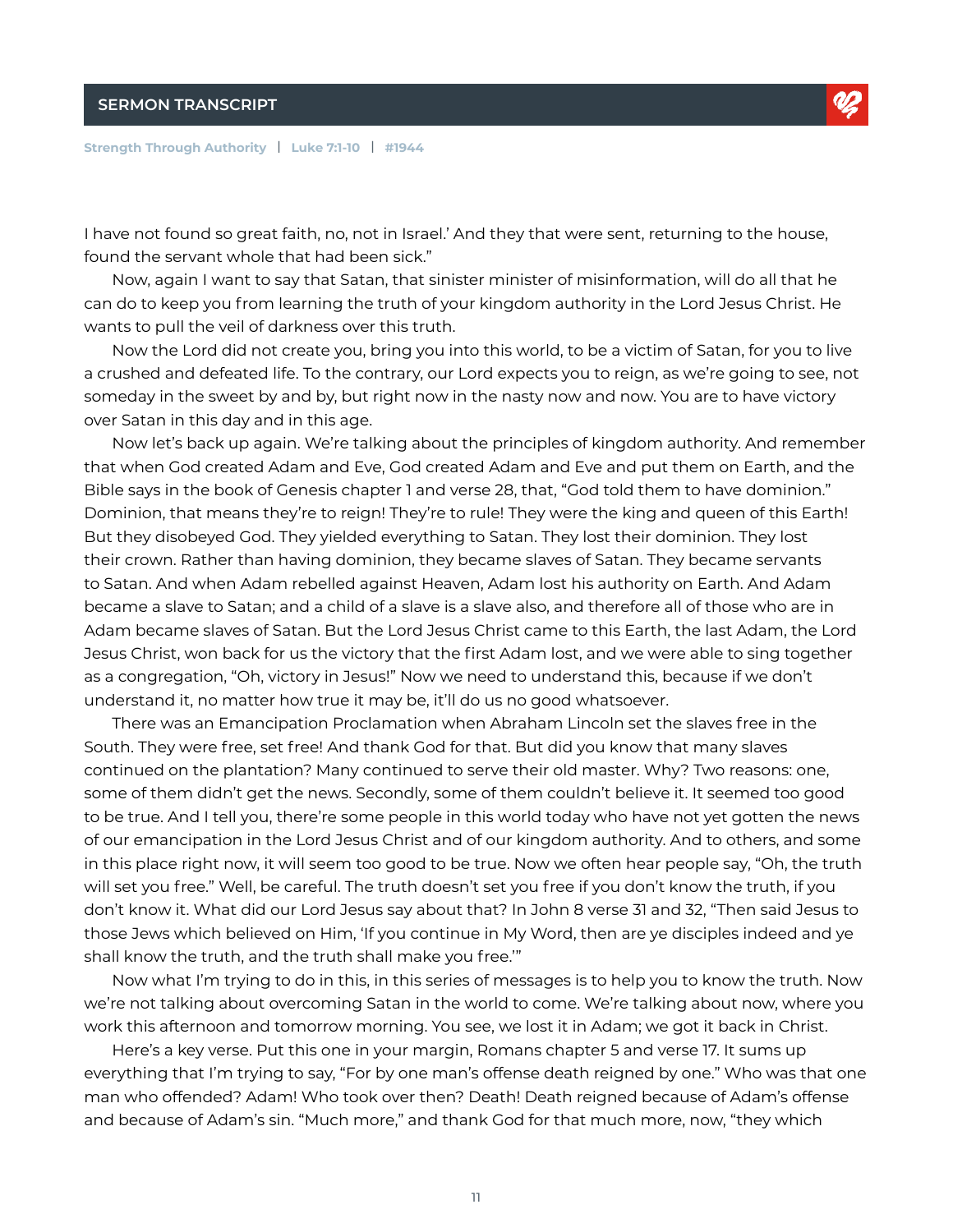I have not found so great faith, no, not in Israel.' And they that were sent, returning to the house, found the servant whole that had been sick."

Now, again I want to say that Satan, that sinister minister of misinformation, will do all that he can do to keep you from learning the truth of your kingdom authority in the Lord Jesus Christ. He wants to pull the veil of darkness over this truth.

Now the Lord did not create you, bring you into this world, to be a victim of Satan, for you to live a crushed and defeated life. To the contrary, our Lord expects you to reign, as we're going to see, not someday in the sweet by and by, but right now in the nasty now and now. You are to have victory over Satan in this day and in this age.

Now let's back up again. We're talking about the principles of kingdom authority. And remember that when God created Adam and Eve, God created Adam and Eve and put them on Earth, and the Bible says in the book of Genesis chapter 1 and verse 28, that, "God told them to have dominion." Dominion, that means they're to reign! They're to rule! They were the king and queen of this Earth! But they disobeyed God. They yielded everything to Satan. They lost their dominion. They lost their crown. Rather than having dominion, they became slaves of Satan. They became servants to Satan. And when Adam rebelled against Heaven, Adam lost his authority on Earth. And Adam became a slave to Satan; and a child of a slave is a slave also, and therefore all of those who are in Adam became slaves of Satan. But the Lord Jesus Christ came to this Earth, the last Adam, the Lord Jesus Christ, won back for us the victory that the first Adam lost, and we were able to sing together as a congregation, "Oh, victory in Jesus!" Now we need to understand this, because if we don't understand it, no matter how true it may be, it'll do us no good whatsoever.

There was an Emancipation Proclamation when Abraham Lincoln set the slaves free in the South. They were free, set free! And thank God for that. But did you know that many slaves continued on the plantation? Many continued to serve their old master. Why? Two reasons: one, some of them didn't get the news. Secondly, some of them couldn't believe it. It seemed too good to be true. And I tell you, there're some people in this world today who have not yet gotten the news of our emancipation in the Lord Jesus Christ and of our kingdom authority. And to others, and some in this place right now, it will seem too good to be true. Now we often hear people say, "Oh, the truth will set you free." Well, be careful. The truth doesn't set you free if you don't know the truth, if you don't know it. What did our Lord Jesus say about that? In John 8 verse 31 and 32, "Then said Jesus to those Jews which believed on Him, 'If you continue in My Word, then are ye disciples indeed and ye shall know the truth, and the truth shall make you free.'"

Now what I'm trying to do in this, in this series of messages is to help you to know the truth. Now we're not talking about overcoming Satan in the world to come. We're talking about now, where you work this afternoon and tomorrow morning. You see, we lost it in Adam; we got it back in Christ.

Here's a key verse. Put this one in your margin, Romans chapter 5 and verse 17. It sums up everything that I'm trying to say, "For by one man's offense death reigned by one." Who was that one man who offended? Adam! Who took over then? Death! Death reigned because of Adam's offense and because of Adam's sin. "Much more," and thank God for that much more, now, "they which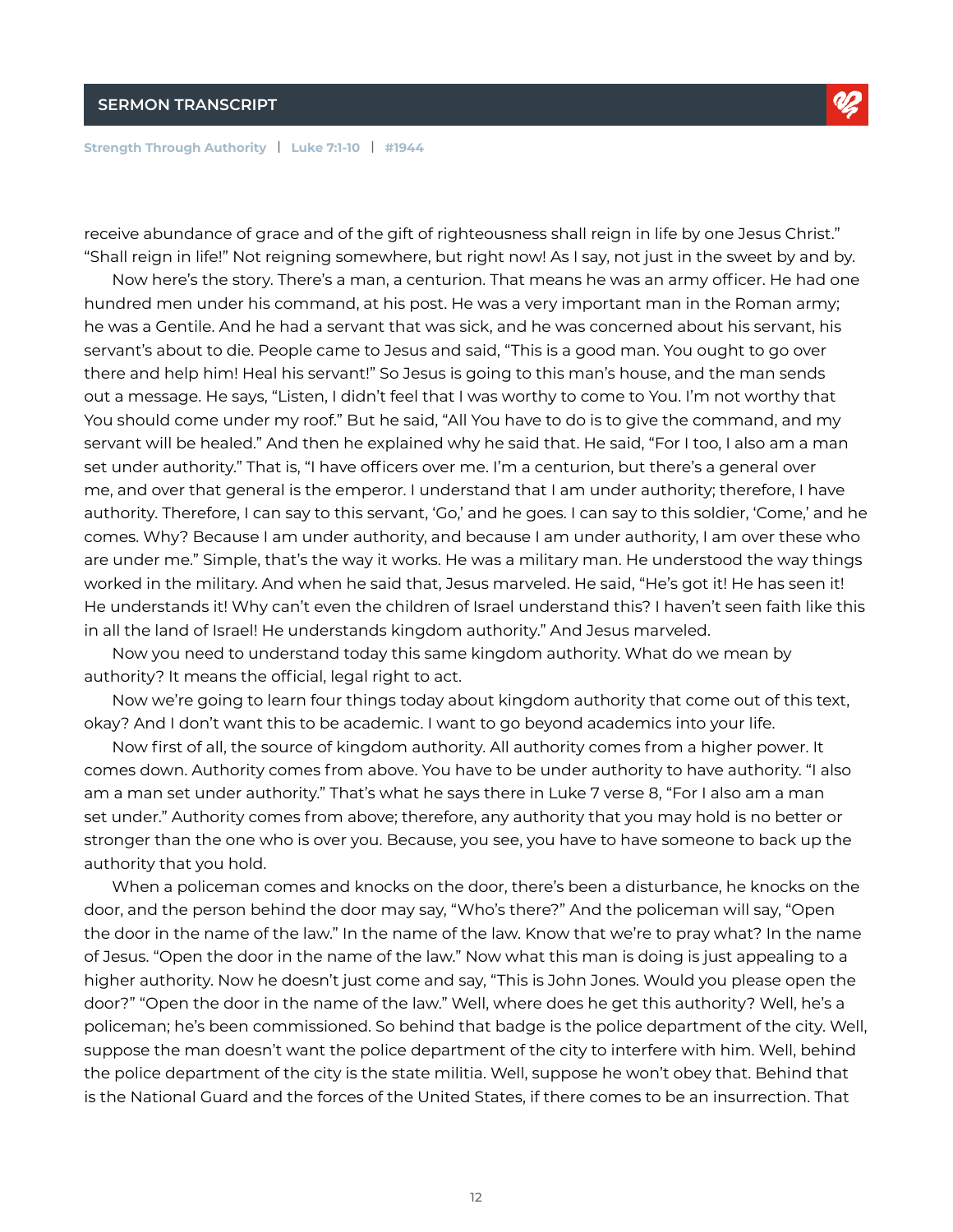receive abundance of grace and of the gift of righteousness shall reign in life by one Jesus Christ." "Shall reign in life!" Not reigning somewhere, but right now! As I say, not just in the sweet by and by.

Now here's the story. There's a man, a centurion. That means he was an army officer. He had one hundred men under his command, at his post. He was a very important man in the Roman army; he was a Gentile. And he had a servant that was sick, and he was concerned about his servant, his servant's about to die. People came to Jesus and said, "This is a good man. You ought to go over there and help him! Heal his servant!" So Jesus is going to this man's house, and the man sends out a message. He says, "Listen, I didn't feel that I was worthy to come to You. I'm not worthy that You should come under my roof." But he said, "All You have to do is to give the command, and my servant will be healed." And then he explained why he said that. He said, "For I too, I also am a man set under authority." That is, "I have officers over me. I'm a centurion, but there's a general over me, and over that general is the emperor. I understand that I am under authority; therefore, I have authority. Therefore, I can say to this servant, 'Go,' and he goes. I can say to this soldier, 'Come,' and he comes. Why? Because I am under authority, and because I am under authority, I am over these who are under me." Simple, that's the way it works. He was a military man. He understood the way things worked in the military. And when he said that, Jesus marveled. He said, "He's got it! He has seen it! He understands it! Why can't even the children of Israel understand this? I haven't seen faith like this in all the land of Israel! He understands kingdom authority." And Jesus marveled.

Now you need to understand today this same kingdom authority. What do we mean by authority? It means the official, legal right to act.

Now we're going to learn four things today about kingdom authority that come out of this text, okay? And I don't want this to be academic. I want to go beyond academics into your life.

Now first of all, the source of kingdom authority. All authority comes from a higher power. It comes down. Authority comes from above. You have to be under authority to have authority. "I also am a man set under authority." That's what he says there in Luke 7 verse 8, "For I also am a man set under." Authority comes from above; therefore, any authority that you may hold is no better or stronger than the one who is over you. Because, you see, you have to have someone to back up the authority that you hold.

When a policeman comes and knocks on the door, there's been a disturbance, he knocks on the door, and the person behind the door may say, "Who's there?" And the policeman will say, "Open the door in the name of the law." In the name of the law. Know that we're to pray what? In the name of Jesus. "Open the door in the name of the law." Now what this man is doing is just appealing to a higher authority. Now he doesn't just come and say, "This is John Jones. Would you please open the door?" "Open the door in the name of the law." Well, where does he get this authority? Well, he's a policeman; he's been commissioned. So behind that badge is the police department of the city. Well, suppose the man doesn't want the police department of the city to interfere with him. Well, behind the police department of the city is the state militia. Well, suppose he won't obey that. Behind that is the National Guard and the forces of the United States, if there comes to be an insurrection. That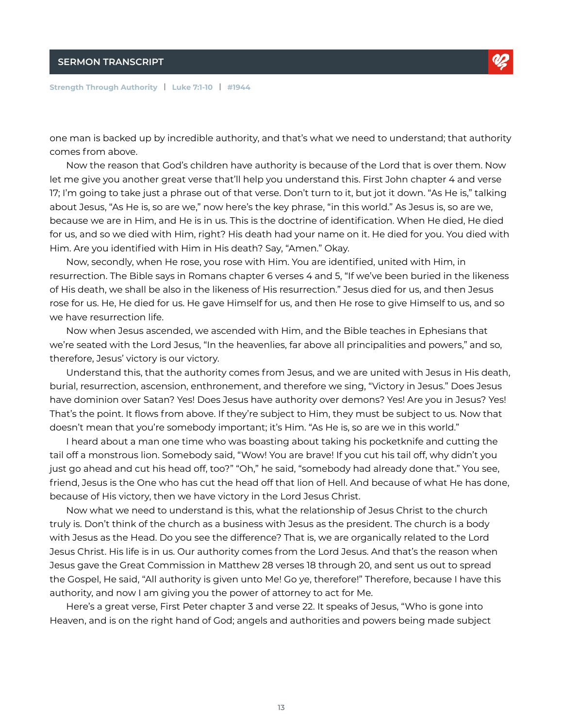one man is backed up by incredible authority, and that's what we need to understand; that authority comes from above.

Now the reason that God's children have authority is because of the Lord that is over them. Now let me give you another great verse that'll help you understand this. First John chapter 4 and verse 17; I'm going to take just a phrase out of that verse. Don't turn to it, but jot it down. "As He is," talking about Jesus, "As He is, so are we," now here's the key phrase, "in this world." As Jesus is, so are we, because we are in Him, and He is in us. This is the doctrine of identification. When He died, He died for us, and so we died with Him, right? His death had your name on it. He died for you. You died with Him. Are you identified with Him in His death? Say, "Amen." Okay.

Now, secondly, when He rose, you rose with Him. You are identified, united with Him, in resurrection. The Bible says in Romans chapter 6 verses 4 and 5, "If we've been buried in the likeness of His death, we shall be also in the likeness of His resurrection." Jesus died for us, and then Jesus rose for us. He, He died for us. He gave Himself for us, and then He rose to give Himself to us, and so we have resurrection life.

Now when Jesus ascended, we ascended with Him, and the Bible teaches in Ephesians that we're seated with the Lord Jesus, "In the heavenlies, far above all principalities and powers," and so, therefore, Jesus' victory is our victory.

Understand this, that the authority comes from Jesus, and we are united with Jesus in His death, burial, resurrection, ascension, enthronement, and therefore we sing, "Victory in Jesus." Does Jesus have dominion over Satan? Yes! Does Jesus have authority over demons? Yes! Are you in Jesus? Yes! That's the point. It flows from above. If they're subject to Him, they must be subject to us. Now that doesn't mean that you're somebody important; it's Him. "As He is, so are we in this world."

I heard about a man one time who was boasting about taking his pocketknife and cutting the tail off a monstrous lion. Somebody said, "Wow! You are brave! If you cut his tail off, why didn't you just go ahead and cut his head off, too?" "Oh," he said, "somebody had already done that." You see, friend, Jesus is the One who has cut the head off that lion of Hell. And because of what He has done, because of His victory, then we have victory in the Lord Jesus Christ.

Now what we need to understand is this, what the relationship of Jesus Christ to the church truly is. Don't think of the church as a business with Jesus as the president. The church is a body with Jesus as the Head. Do you see the difference? That is, we are organically related to the Lord Jesus Christ. His life is in us. Our authority comes from the Lord Jesus. And that's the reason when Jesus gave the Great Commission in Matthew 28 verses 18 through 20, and sent us out to spread the Gospel, He said, "All authority is given unto Me! Go ye, therefore!" Therefore, because I have this authority, and now I am giving you the power of attorney to act for Me.

Here's a great verse, First Peter chapter 3 and verse 22. It speaks of Jesus, "Who is gone into Heaven, and is on the right hand of God; angels and authorities and powers being made subject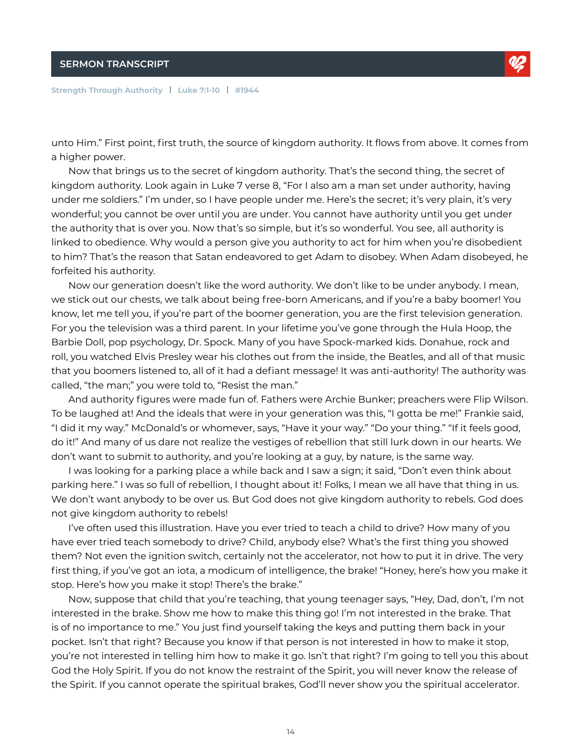unto Him." First point, first truth, the source of kingdom authority. It flows from above. It comes from a higher power.

Now that brings us to the secret of kingdom authority. That's the second thing, the secret of kingdom authority. Look again in Luke 7 verse 8, "For I also am a man set under authority, having under me soldiers." I'm under, so I have people under me. Here's the secret; it's very plain, it's very wonderful; you cannot be over until you are under. You cannot have authority until you get under the authority that is over you. Now that's so simple, but it's so wonderful. You see, all authority is linked to obedience. Why would a person give you authority to act for him when you're disobedient to him? That's the reason that Satan endeavored to get Adam to disobey. When Adam disobeyed, he forfeited his authority.

Now our generation doesn't like the word authority. We don't like to be under anybody. I mean, we stick out our chests, we talk about being free-born Americans, and if you're a baby boomer! You know, let me tell you, if you're part of the boomer generation, you are the first television generation. For you the television was a third parent. In your lifetime you've gone through the Hula Hoop, the Barbie Doll, pop psychology, Dr. Spock. Many of you have Spock-marked kids. Donahue, rock and roll, you watched Elvis Presley wear his clothes out from the inside, the Beatles, and all of that music that you boomers listened to, all of it had a defiant message! It was anti-authority! The authority was called, "the man;" you were told to, "Resist the man."

And authority figures were made fun of. Fathers were Archie Bunker; preachers were Flip Wilson. To be laughed at! And the ideals that were in your generation was this, "I gotta be me!" Frankie said, "I did it my way." McDonald's or whomever, says, "Have it your way." "Do your thing." "If it feels good, do it!" And many of us dare not realize the vestiges of rebellion that still lurk down in our hearts. We don't want to submit to authority, and you're looking at a guy, by nature, is the same way.

I was looking for a parking place a while back and I saw a sign; it said, "Don't even think about parking here." I was so full of rebellion, I thought about it! Folks, I mean we all have that thing in us. We don't want anybody to be over us. But God does not give kingdom authority to rebels. God does not give kingdom authority to rebels!

I've often used this illustration. Have you ever tried to teach a child to drive? How many of you have ever tried teach somebody to drive? Child, anybody else? What's the first thing you showed them? Not even the ignition switch, certainly not the accelerator, not how to put it in drive. The very first thing, if you've got an iota, a modicum of intelligence, the brake! "Honey, here's how you make it stop. Here's how you make it stop! There's the brake."

Now, suppose that child that you're teaching, that young teenager says, "Hey, Dad, don't, I'm not interested in the brake. Show me how to make this thing go! I'm not interested in the brake. That is of no importance to me." You just find yourself taking the keys and putting them back in your pocket. Isn't that right? Because you know if that person is not interested in how to make it stop, you're not interested in telling him how to make it go. Isn't that right? I'm going to tell you this about God the Holy Spirit. If you do not know the restraint of the Spirit, you will never know the release of the Spirit. If you cannot operate the spiritual brakes, God'll never show you the spiritual accelerator.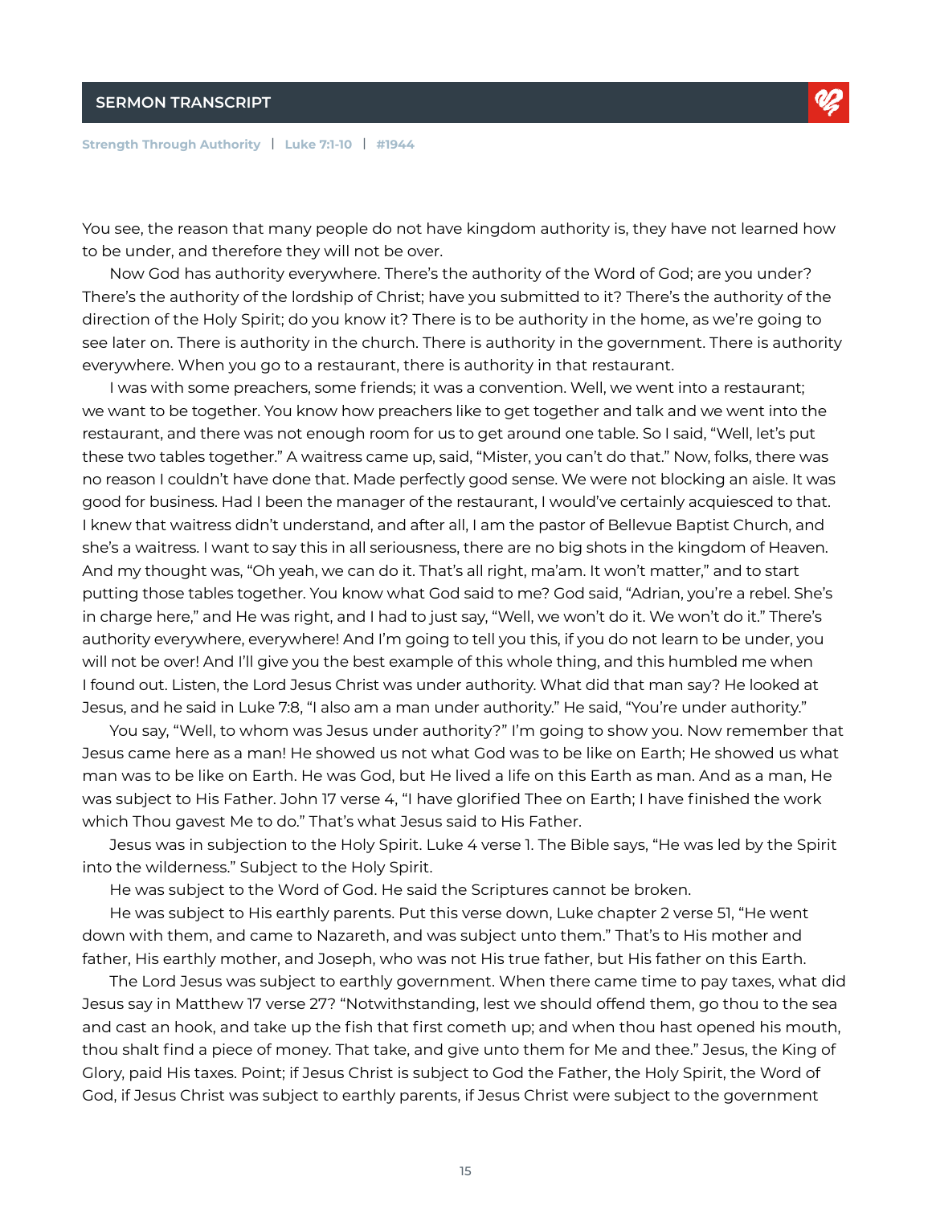You see, the reason that many people do not have kingdom authority is, they have not learned how to be under, and therefore they will not be over.

Now God has authority everywhere. There's the authority of the Word of God; are you under? There's the authority of the lordship of Christ; have you submitted to it? There's the authority of the direction of the Holy Spirit; do you know it? There is to be authority in the home, as we're going to see later on. There is authority in the church. There is authority in the government. There is authority everywhere. When you go to a restaurant, there is authority in that restaurant.

I was with some preachers, some friends; it was a convention. Well, we went into a restaurant; we want to be together. You know how preachers like to get together and talk and we went into the restaurant, and there was not enough room for us to get around one table. So I said, "Well, let's put these two tables together." A waitress came up, said, "Mister, you can't do that." Now, folks, there was no reason I couldn't have done that. Made perfectly good sense. We were not blocking an aisle. It was good for business. Had I been the manager of the restaurant, I would've certainly acquiesced to that. I knew that waitress didn't understand, and after all, I am the pastor of Bellevue Baptist Church, and she's a waitress. I want to say this in all seriousness, there are no big shots in the kingdom of Heaven. And my thought was, "Oh yeah, we can do it. That's all right, ma'am. It won't matter," and to start putting those tables together. You know what God said to me? God said, "Adrian, you're a rebel. She's in charge here," and He was right, and I had to just say, "Well, we won't do it. We won't do it." There's authority everywhere, everywhere! And I'm going to tell you this, if you do not learn to be under, you will not be over! And I'll give you the best example of this whole thing, and this humbled me when I found out. Listen, the Lord Jesus Christ was under authority. What did that man say? He looked at Jesus, and he said in Luke 7:8, "I also am a man under authority." He said, "You're under authority."

You say, "Well, to whom was Jesus under authority?" I'm going to show you. Now remember that Jesus came here as a man! He showed us not what God was to be like on Earth; He showed us what man was to be like on Earth. He was God, but He lived a life on this Earth as man. And as a man, He was subject to His Father. John 17 verse 4, "I have glorified Thee on Earth; I have finished the work which Thou gavest Me to do." That's what Jesus said to His Father.

Jesus was in subjection to the Holy Spirit. Luke 4 verse 1. The Bible says, "He was led by the Spirit into the wilderness." Subject to the Holy Spirit.

He was subject to the Word of God. He said the Scriptures cannot be broken.

He was subject to His earthly parents. Put this verse down, Luke chapter 2 verse 51, "He went down with them, and came to Nazareth, and was subject unto them." That's to His mother and father, His earthly mother, and Joseph, who was not His true father, but His father on this Earth.

The Lord Jesus was subject to earthly government. When there came time to pay taxes, what did Jesus say in Matthew 17 verse 27? "Notwithstanding, lest we should offend them, go thou to the sea and cast an hook, and take up the fish that first cometh up; and when thou hast opened his mouth, thou shalt find a piece of money. That take, and give unto them for Me and thee." Jesus, the King of Glory, paid His taxes. Point; if Jesus Christ is subject to God the Father, the Holy Spirit, the Word of God, if Jesus Christ was subject to earthly parents, if Jesus Christ were subject to the government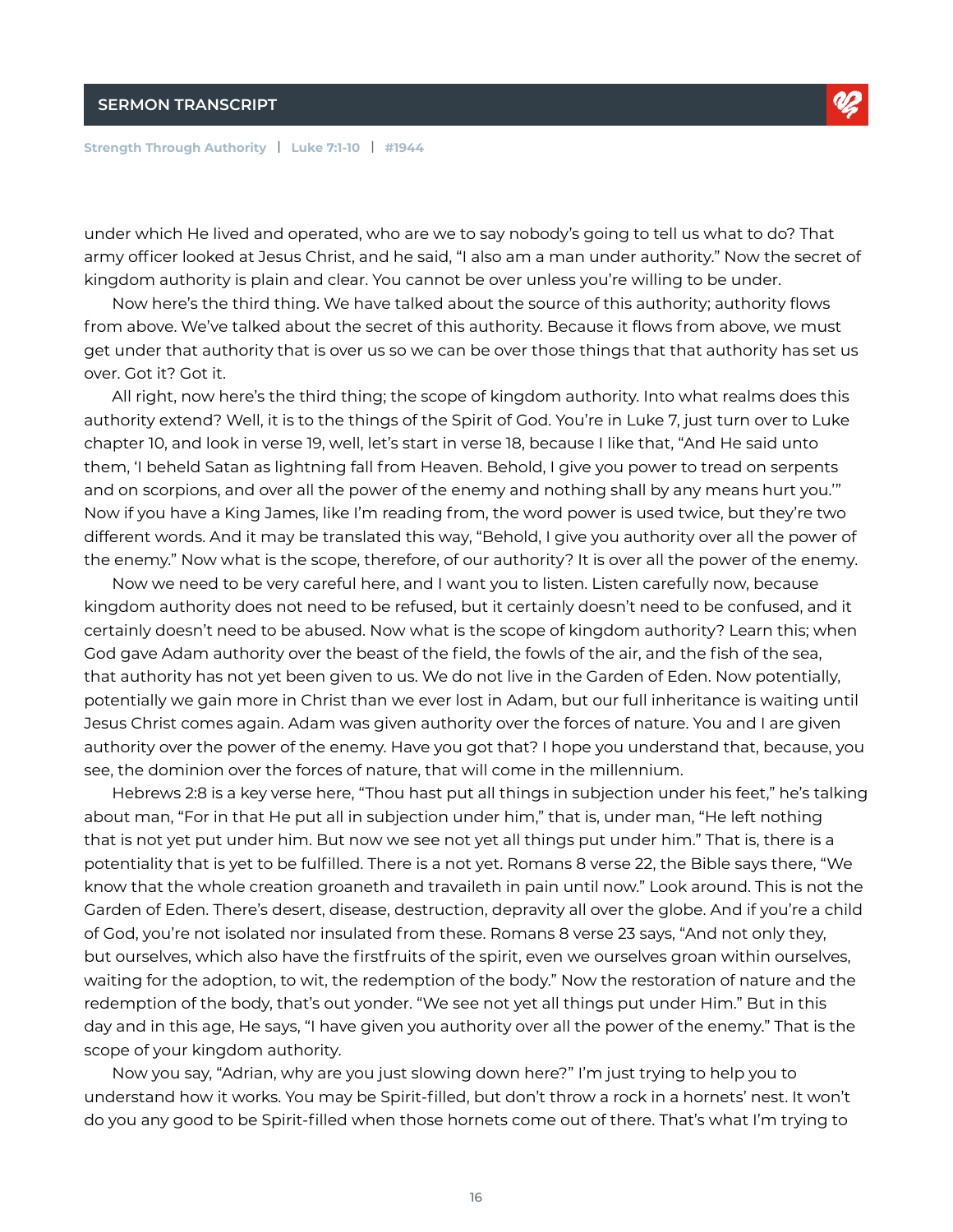under which He lived and operated, who are we to say nobody's going to tell us what to do? That army officer looked at Jesus Christ, and he said, "I also am a man under authority." Now the secret of kingdom authority is plain and clear. You cannot be over unless you're willing to be under.

Now here's the third thing. We have talked about the source of this authority; authority flows from above. We've talked about the secret of this authority. Because it flows from above, we must get under that authority that is over us so we can be over those things that that authority has set us over. Got it? Got it.

All right, now here's the third thing; the scope of kingdom authority. Into what realms does this authority extend? Well, it is to the things of the Spirit of God. You're in Luke 7, just turn over to Luke chapter 10, and look in verse 19, well, let's start in verse 18, because I like that, "And He said unto them, 'I beheld Satan as lightning fall from Heaven. Behold, I give you power to tread on serpents and on scorpions, and over all the power of the enemy and nothing shall by any means hurt you.'" Now if you have a King James, like I'm reading from, the word power is used twice, but they're two different words. And it may be translated this way, "Behold, I give you authority over all the power of the enemy." Now what is the scope, therefore, of our authority? It is over all the power of the enemy.

Now we need to be very careful here, and I want you to listen. Listen carefully now, because kingdom authority does not need to be refused, but it certainly doesn't need to be confused, and it certainly doesn't need to be abused. Now what is the scope of kingdom authority? Learn this; when God gave Adam authority over the beast of the field, the fowls of the air, and the fish of the sea, that authority has not yet been given to us. We do not live in the Garden of Eden. Now potentially, potentially we gain more in Christ than we ever lost in Adam, but our full inheritance is waiting until Jesus Christ comes again. Adam was given authority over the forces of nature. You and I are given authority over the power of the enemy. Have you got that? I hope you understand that, because, you see, the dominion over the forces of nature, that will come in the millennium.

Hebrews 2:8 is a key verse here, "Thou hast put all things in subjection under his feet," he's talking about man, "For in that He put all in subjection under him," that is, under man, "He left nothing that is not yet put under him. But now we see not yet all things put under him." That is, there is a potentiality that is yet to be fulfilled. There is a not yet. Romans 8 verse 22, the Bible says there, "We know that the whole creation groaneth and travaileth in pain until now." Look around. This is not the Garden of Eden. There's desert, disease, destruction, depravity all over the globe. And if you're a child of God, you're not isolated nor insulated from these. Romans 8 verse 23 says, "And not only they, but ourselves, which also have the firstfruits of the spirit, even we ourselves groan within ourselves, waiting for the adoption, to wit, the redemption of the body." Now the restoration of nature and the redemption of the body, that's out yonder. "We see not yet all things put under Him." But in this day and in this age, He says, "I have given you authority over all the power of the enemy." That is the scope of your kingdom authority.

Now you say, "Adrian, why are you just slowing down here?" I'm just trying to help you to understand how it works. You may be Spirit-filled, but don't throw a rock in a hornets' nest. It won't do you any good to be Spirit-filled when those hornets come out of there. That's what I'm trying to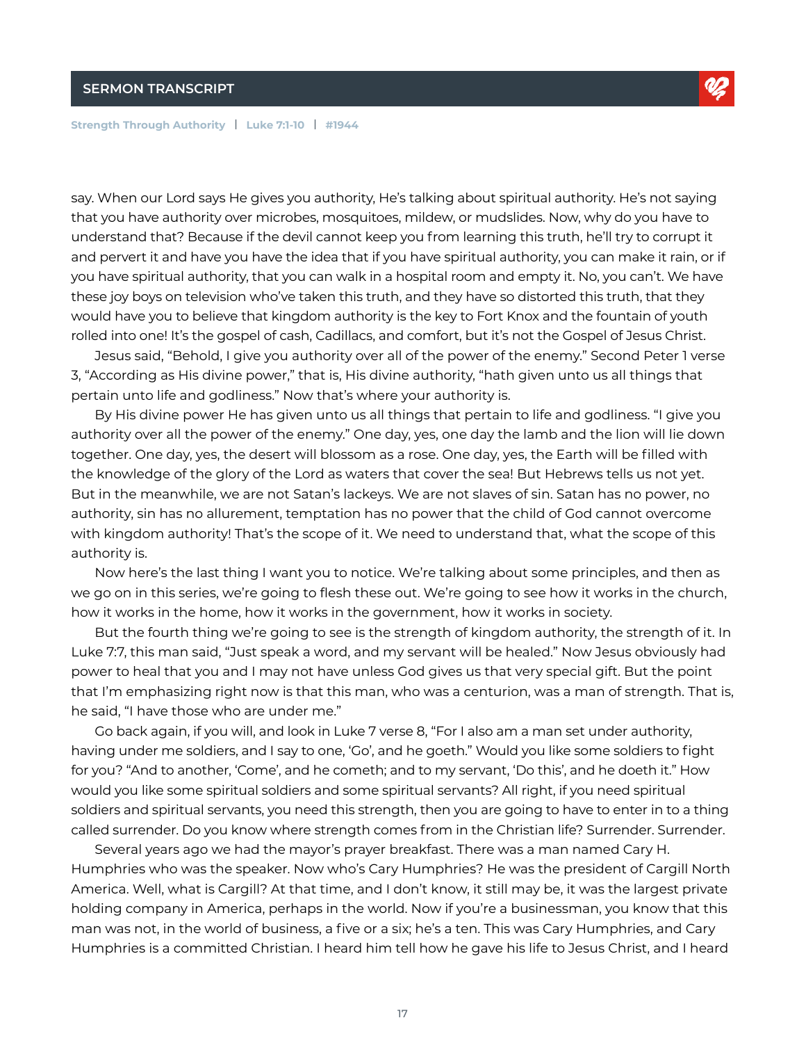say. When our Lord says He gives you authority, He's talking about spiritual authority. He's not saying that you have authority over microbes, mosquitoes, mildew, or mudslides. Now, why do you have to understand that? Because if the devil cannot keep you from learning this truth, he'll try to corrupt it and pervert it and have you have the idea that if you have spiritual authority, you can make it rain, or if you have spiritual authority, that you can walk in a hospital room and empty it. No, you can't. We have these joy boys on television who've taken this truth, and they have so distorted this truth, that they would have you to believe that kingdom authority is the key to Fort Knox and the fountain of youth rolled into one! It's the gospel of cash, Cadillacs, and comfort, but it's not the Gospel of Jesus Christ.

Jesus said, "Behold, I give you authority over all of the power of the enemy." Second Peter 1 verse 3, "According as His divine power," that is, His divine authority, "hath given unto us all things that pertain unto life and godliness." Now that's where your authority is.

By His divine power He has given unto us all things that pertain to life and godliness. "I give you authority over all the power of the enemy." One day, yes, one day the lamb and the lion will lie down together. One day, yes, the desert will blossom as a rose. One day, yes, the Earth will be filled with the knowledge of the glory of the Lord as waters that cover the sea! But Hebrews tells us not yet. But in the meanwhile, we are not Satan's lackeys. We are not slaves of sin. Satan has no power, no authority, sin has no allurement, temptation has no power that the child of God cannot overcome with kingdom authority! That's the scope of it. We need to understand that, what the scope of this authority is.

Now here's the last thing I want you to notice. We're talking about some principles, and then as we go on in this series, we're going to flesh these out. We're going to see how it works in the church, how it works in the home, how it works in the government, how it works in society.

But the fourth thing we're going to see is the strength of kingdom authority, the strength of it. In Luke 7:7, this man said, "Just speak a word, and my servant will be healed." Now Jesus obviously had power to heal that you and I may not have unless God gives us that very special gift. But the point that I'm emphasizing right now is that this man, who was a centurion, was a man of strength. That is, he said, "I have those who are under me."

Go back again, if you will, and look in Luke 7 verse 8, "For I also am a man set under authority, having under me soldiers, and I say to one, 'Go', and he goeth." Would you like some soldiers to fight for you? "And to another, 'Come', and he cometh; and to my servant, 'Do this', and he doeth it." How would you like some spiritual soldiers and some spiritual servants? All right, if you need spiritual soldiers and spiritual servants, you need this strength, then you are going to have to enter in to a thing called surrender. Do you know where strength comes from in the Christian life? Surrender. Surrender.

Several years ago we had the mayor's prayer breakfast. There was a man named Cary H. Humphries who was the speaker. Now who's Cary Humphries? He was the president of Cargill North America. Well, what is Cargill? At that time, and I don't know, it still may be, it was the largest private holding company in America, perhaps in the world. Now if you're a businessman, you know that this man was not, in the world of business, a five or a six; he's a ten. This was Cary Humphries, and Cary Humphries is a committed Christian. I heard him tell how he gave his life to Jesus Christ, and I heard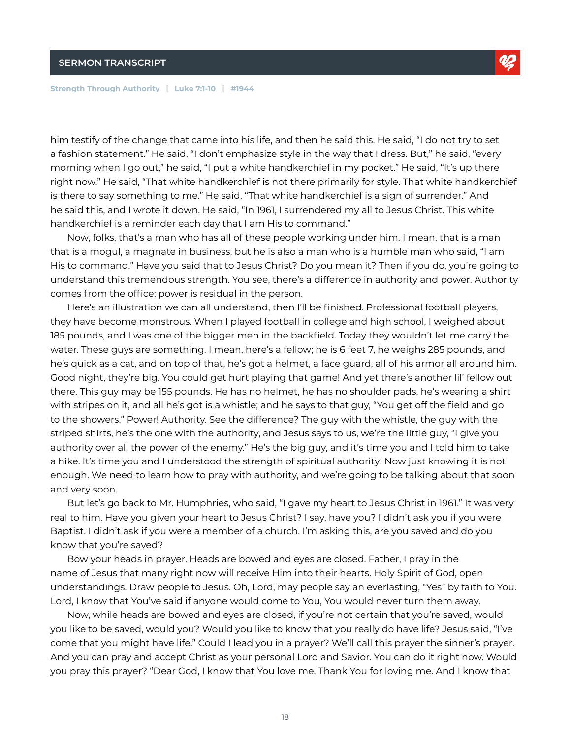him testify of the change that came into his life, and then he said this. He said, "I do not try to set a fashion statement." He said, "I don't emphasize style in the way that I dress. But," he said, "every morning when I go out," he said, "I put a white handkerchief in my pocket." He said, "It's up there right now." He said, "That white handkerchief is not there primarily for style. That white handkerchief is there to say something to me." He said, "That white handkerchief is a sign of surrender." And he said this, and I wrote it down. He said, "In 1961, I surrendered my all to Jesus Christ. This white handkerchief is a reminder each day that I am His to command."

Now, folks, that's a man who has all of these people working under him. I mean, that is a man that is a mogul, a magnate in business, but he is also a man who is a humble man who said, "I am His to command." Have you said that to Jesus Christ? Do you mean it? Then if you do, you're going to understand this tremendous strength. You see, there's a difference in authority and power. Authority comes from the office; power is residual in the person.

Here's an illustration we can all understand, then I'll be finished. Professional football players, they have become monstrous. When I played football in college and high school, I weighed about 185 pounds, and I was one of the bigger men in the backfield. Today they wouldn't let me carry the water. These guys are something. I mean, here's a fellow; he is 6 feet 7, he weighs 285 pounds, and he's quick as a cat, and on top of that, he's got a helmet, a face guard, all of his armor all around him. Good night, they're big. You could get hurt playing that game! And yet there's another lil' fellow out there. This guy may be 155 pounds. He has no helmet, he has no shoulder pads, he's wearing a shirt with stripes on it, and all he's got is a whistle; and he says to that guy, "You get off the field and go to the showers." Power! Authority. See the difference? The guy with the whistle, the guy with the striped shirts, he's the one with the authority, and Jesus says to us, we're the little guy, "I give you authority over all the power of the enemy." He's the big guy, and it's time you and I told him to take a hike. It's time you and I understood the strength of spiritual authority! Now just knowing it is not enough. We need to learn how to pray with authority, and we're going to be talking about that soon and very soon.

But let's go back to Mr. Humphries, who said, "I gave my heart to Jesus Christ in 1961." It was very real to him. Have you given your heart to Jesus Christ? I say, have you? I didn't ask you if you were Baptist. I didn't ask if you were a member of a church. I'm asking this, are you saved and do you know that you're saved?

Bow your heads in prayer. Heads are bowed and eyes are closed. Father, I pray in the name of Jesus that many right now will receive Him into their hearts. Holy Spirit of God, open understandings. Draw people to Jesus. Oh, Lord, may people say an everlasting, "Yes" by faith to You. Lord, I know that You've said if anyone would come to You, You would never turn them away.

Now, while heads are bowed and eyes are closed, if you're not certain that you're saved, would you like to be saved, would you? Would you like to know that you really do have life? Jesus said, "I've come that you might have life." Could I lead you in a prayer? We'll call this prayer the sinner's prayer. And you can pray and accept Christ as your personal Lord and Savior. You can do it right now. Would you pray this prayer? "Dear God, I know that You love me. Thank You for loving me. And I know that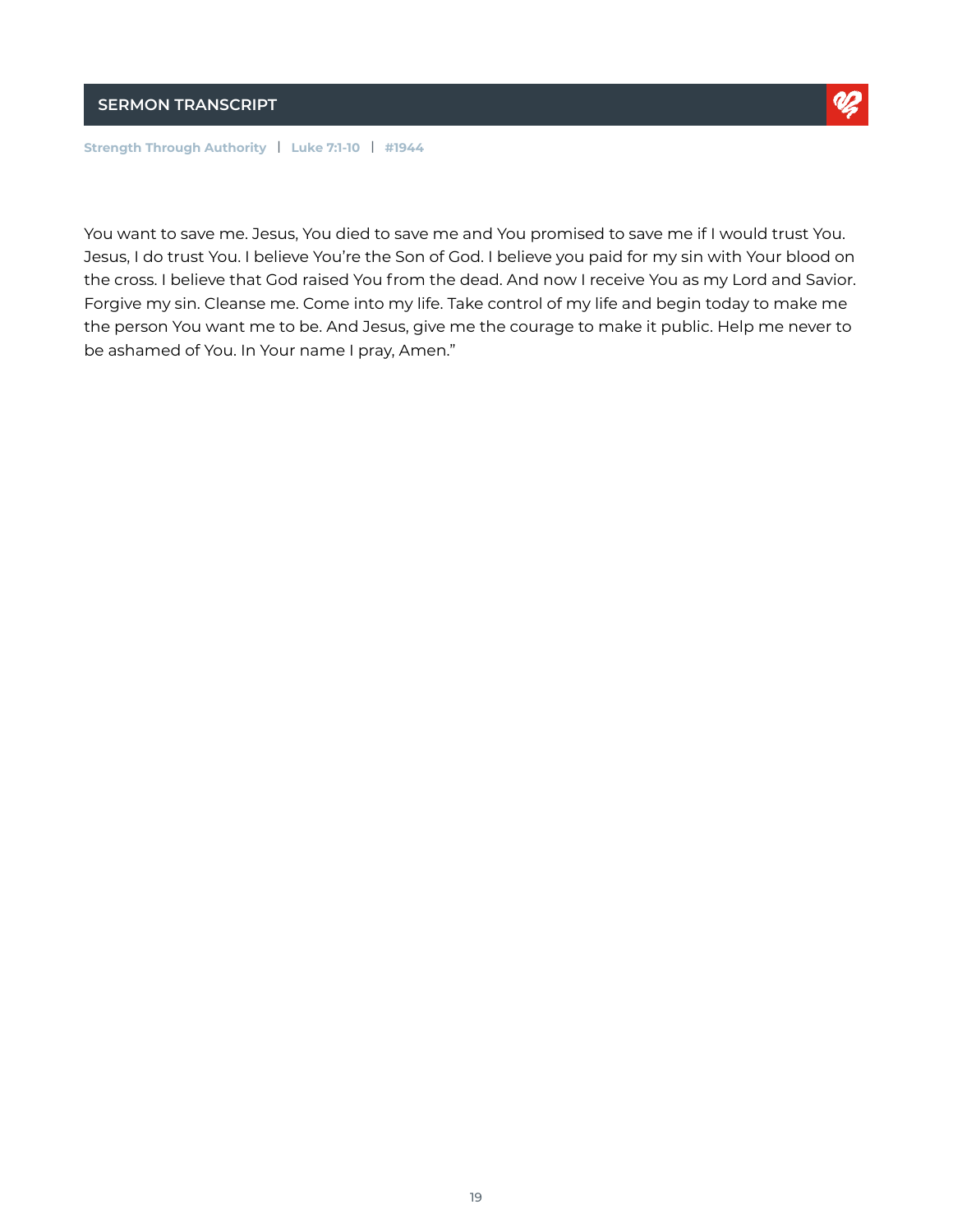You want to save me. Jesus, You died to save me and You promised to save me if I would trust You. Jesus, I do trust You. I believe You're the Son of God. I believe you paid for my sin with Your blood on the cross. I believe that God raised You from the dead. And now I receive You as my Lord and Savior. Forgive my sin. Cleanse me. Come into my life. Take control of my life and begin today to make me the person You want me to be. And Jesus, give me the courage to make it public. Help me never to be ashamed of You. In Your name I pray, Amen."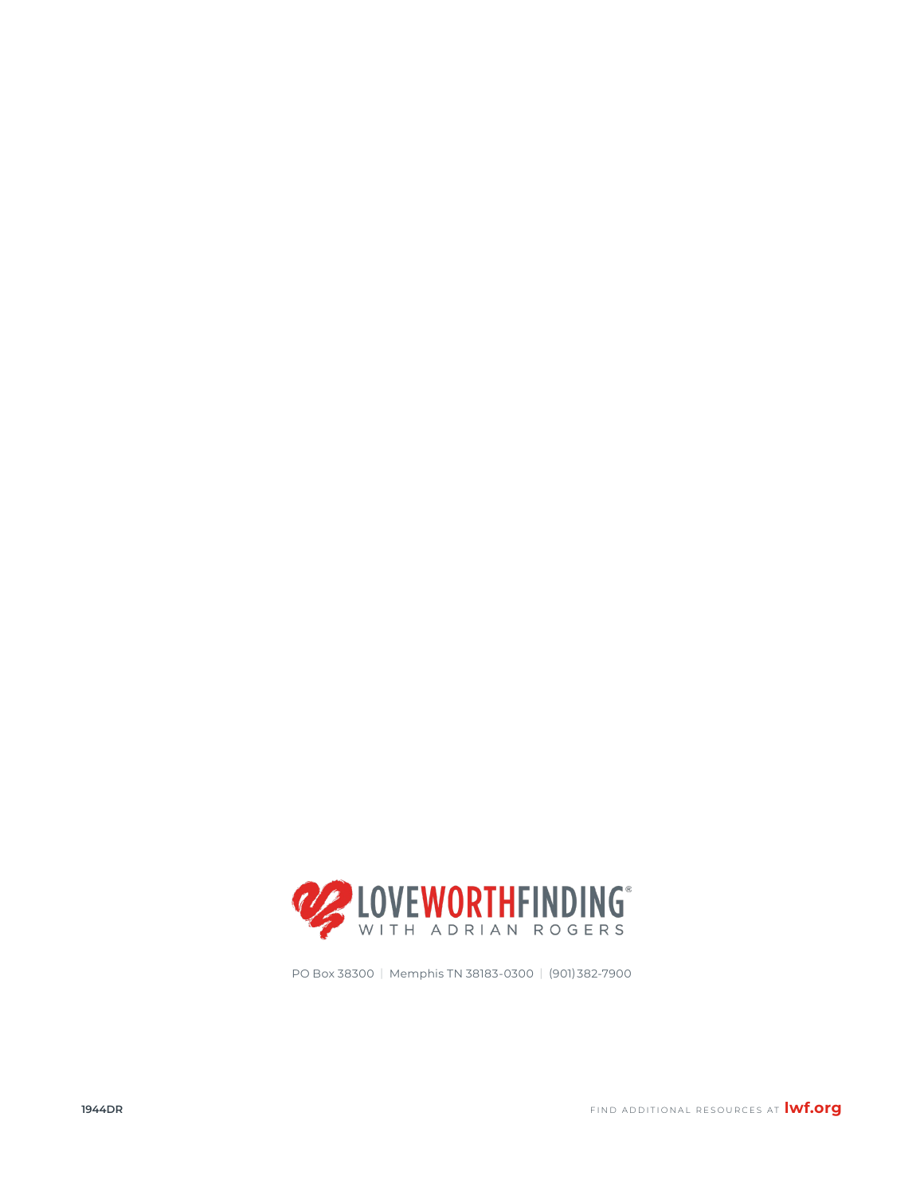LOVEWORTHFINDING®
WITH ADRIAN ROGERS

PO Box 38300 | Memphis TN 38183-0300 | (901) 382-7900

1944DR

FIND ADDITIONAL RESOURCES AT **lwf.org**